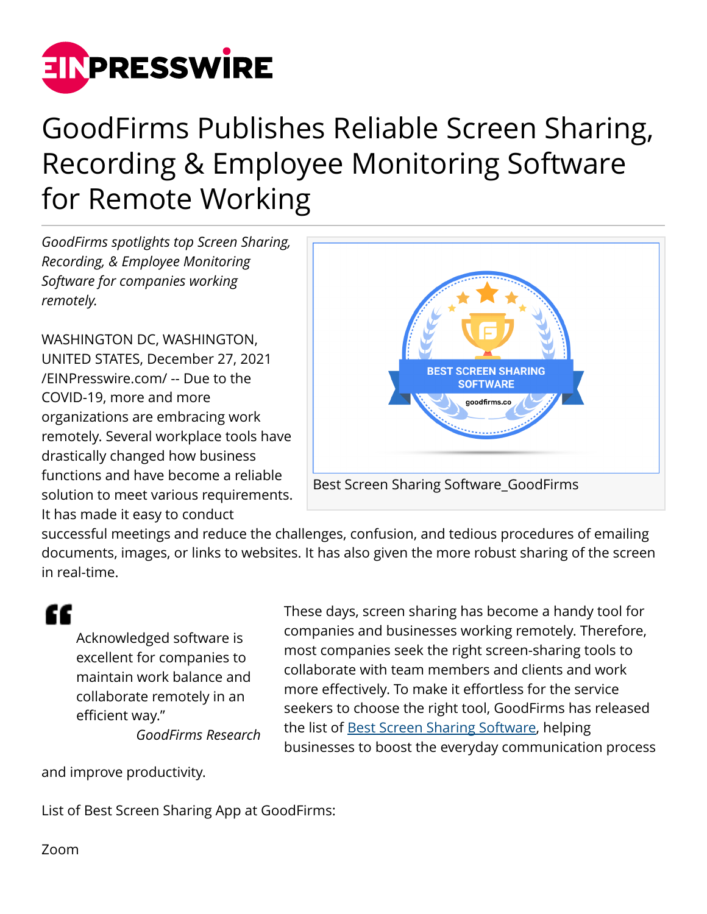# GoodFirms Publishes Reliable Screen Sharing, Recording & Employee Monitoring Software for Remote Working

*GoodFirms spotlights top Screen Sharing, Recording, & Employee Monitoring Software for companies working remotely.*

Best Screen Sharing Software_GoodFirms

WASHINGTON DC, WASHINGTON, UNITED STATES, December 27, 2021 /EINPresswire.com/ -- Due to the COVID-19, more and more organizations are embracing work remotely. Several workplace tools have drastically changed how business functions and have become a reliable solution to meet various requirements. It has made it easy to conduct successful meetings and reduce the challenges, confusion, and tedious procedures of emailing documents, images, or links to websites. It has also given the more robust sharing of the screen in real-time.

> Acknowledged software is excellent for companies to maintain work balance and collaborate remotely in an efficient way."
>
> *GoodFirms Research*

These days, screen sharing has become a handy tool for companies and businesses working remotely. Therefore, most companies seek the right screen-sharing tools to collaborate with team members and clients and work more effectively. To make it effortless for the service seekers to choose the right tool, GoodFirms has released the list of [Best Screen Sharing Software](), helping businesses to boost the everyday communication process and improve productivity.

List of Best Screen Sharing App at GoodFirms:

Zoom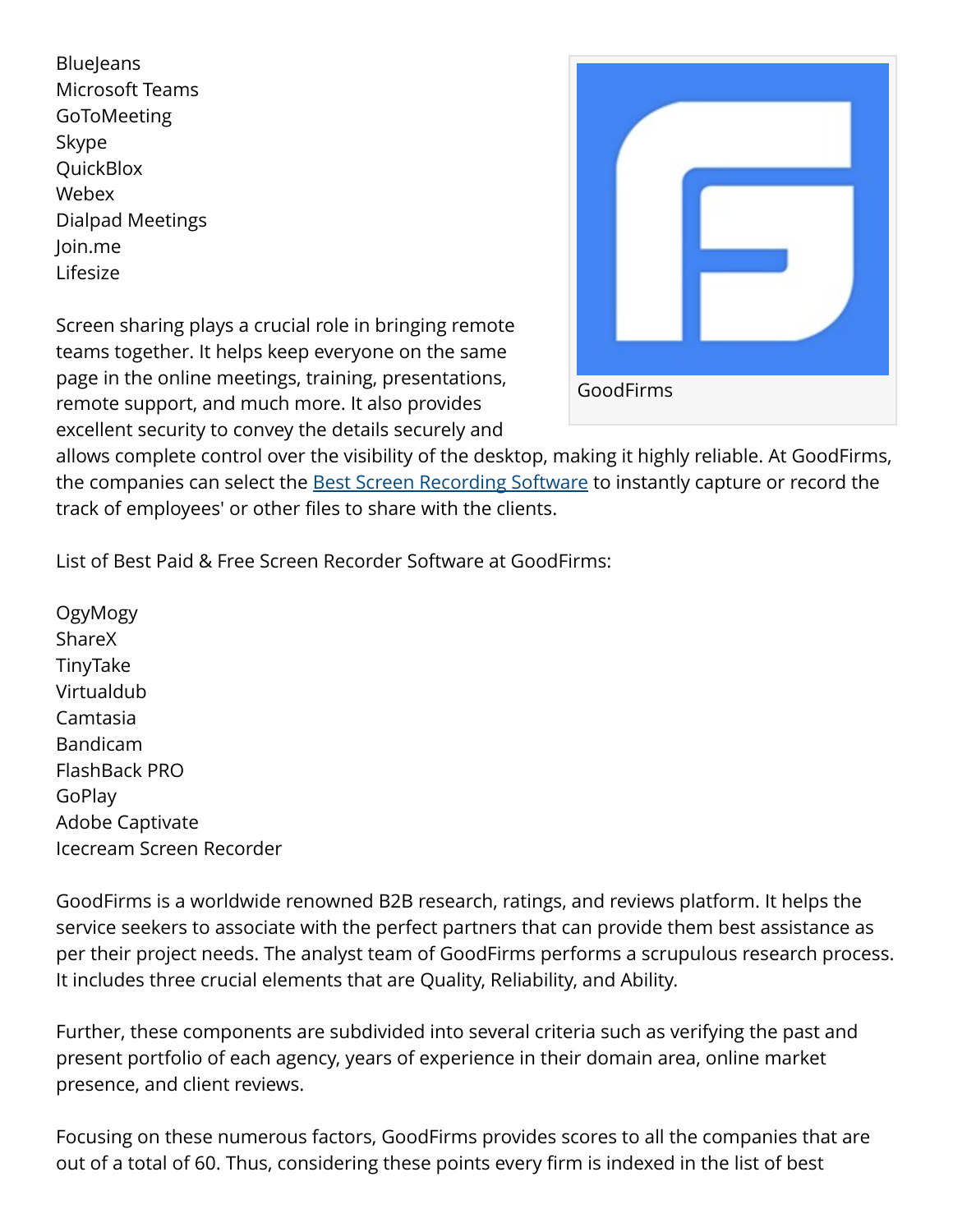BlueJeans
Microsoft Teams
GoToMeeting
Skype
QuickBlox
Webex
Dialpad Meetings
Join.me
Lifesize

GoodFirms

Screen sharing plays a crucial role in bringing remote teams together. It helps keep everyone on the same page in the online meetings, training, presentations, remote support, and much more. It also provides excellent security to convey the details securely and allows complete control over the visibility of the desktop, making it highly reliable. At GoodFirms, the companies can select the [Best Screen Recording Software] to instantly capture or record the track of employees' or other files to share with the clients.

List of Best Paid & Free Screen Recorder Software at GoodFirms:

OgyMogy
ShareX
TinyTake
Virtualdub
Camtasia
Bandicam
FlashBack PRO
GoPlay
Adobe Captivate
Icecream Screen Recorder

GoodFirms is a worldwide renowned B2B research, ratings, and reviews platform. It helps the service seekers to associate with the perfect partners that can provide them best assistance as per their project needs. The analyst team of GoodFirms performs a scrupulous research process. It includes three crucial elements that are Quality, Reliability, and Ability.

Further, these components are subdivided into several criteria such as verifying the past and present portfolio of each agency, years of experience in their domain area, online market presence, and client reviews.

Focusing on these numerous factors, GoodFirms provides scores to all the companies that are out of a total of 60. Thus, considering these points every firm is indexed in the list of best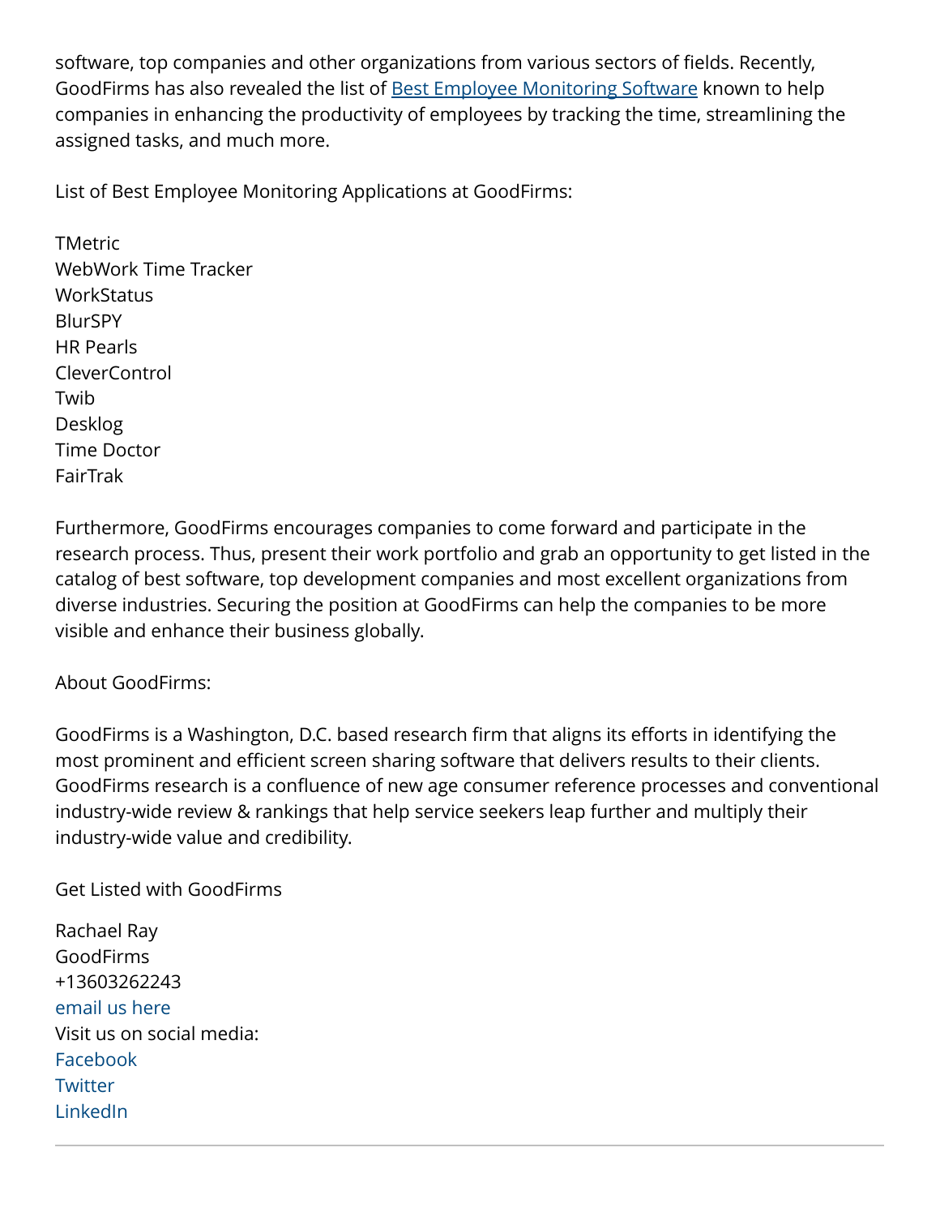software, top companies and other organizations from various sectors of fields. Recently, GoodFirms has also revealed the list of [Best Employee Monitoring Software](#) known to help companies in enhancing the productivity of employees by tracking the time, streamlining the assigned tasks, and much more.

List of Best Employee Monitoring Applications at GoodFirms:

TMetric
WebWork Time Tracker
WorkStatus
BlurSPY
HR Pearls
CleverControl
Twib
Desklog
Time Doctor
FairTrak

Furthermore, GoodFirms encourages companies to come forward and participate in the research process. Thus, present their work portfolio and grab an opportunity to get listed in the catalog of best software, top development companies and most excellent organizations from diverse industries. Securing the position at GoodFirms can help the companies to be more visible and enhance their business globally.

About GoodFirms:

GoodFirms is a Washington, D.C. based research firm that aligns its efforts in identifying the most prominent and efficient screen sharing software that delivers results to their clients. GoodFirms research is a confluence of new age consumer reference processes and conventional industry-wide review & rankings that help service seekers leap further and multiply their industry-wide value and credibility.

Get Listed with GoodFirms

Rachael Ray
GoodFirms
+13603262243
email us here
Visit us on social media:
Facebook
Twitter
LinkedIn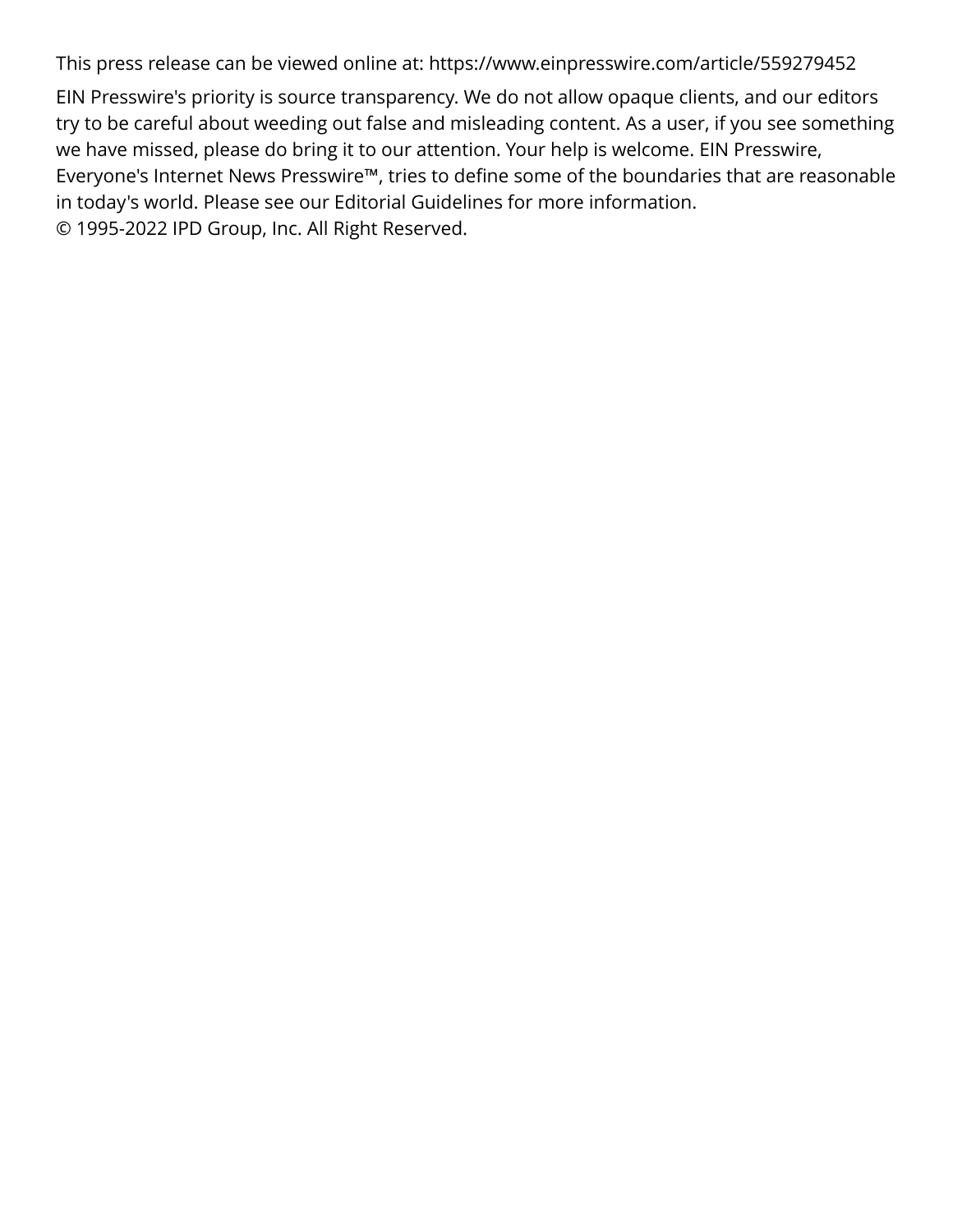This press release can be viewed online at: https://www.einpresswire.com/article/559279452

EIN Presswire's priority is source transparency. We do not allow opaque clients, and our editors try to be careful about weeding out false and misleading content. As a user, if you see something we have missed, please do bring it to our attention. Your help is welcome. EIN Presswire, Everyone's Internet News Presswire™, tries to define some of the boundaries that are reasonable in today's world. Please see our Editorial Guidelines for more information.
© 1995-2022 IPD Group, Inc. All Right Reserved.